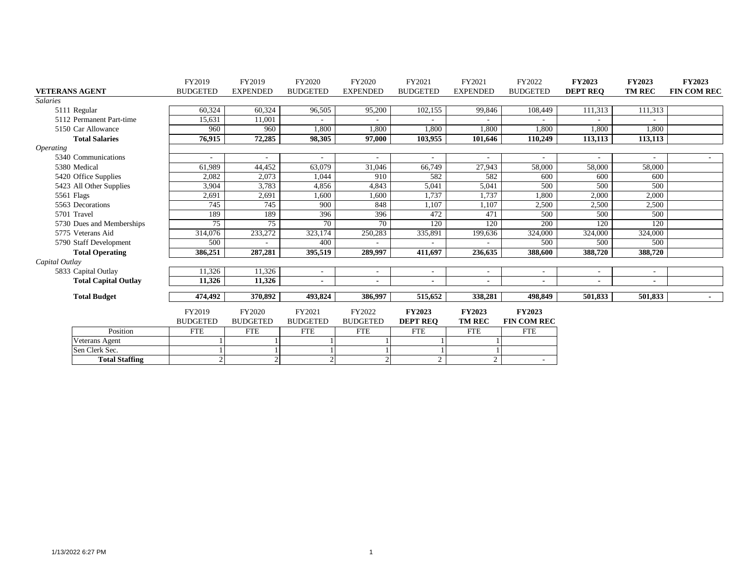| VETERANS AGENT | FY2019 BUDGETED | FY2019 EXPENDED | FY2020 BUDGETED | FY2020 EXPENDED | FY2021 BUDGETED | FY2021 EXPENDED | FY2022 BUDGETED | **FY2023 DEPT REQ** | **FY2023 TM REC** | **FY2023 FIN COM REC** |
|---|---|---|---|---|---|---|---|---|---|---|
| *Salaries* | | | | | | | | | | |
| 5111 Regular | 60,324 | 60,324 | 96,505 | 95,200 | 102,155 | 99,846 | 108,449 | 111,313 | 111,313 | |
| 5112 Permanent Part-time | 15,631 | 11,001 | - | - | - | - | - | - | - | |
| 5150 Car Allowance | 960 | 960 | 1,800 | 1,800 | 1,800 | 1,800 | 1,800 | 1,800 | 1,800 | |
| **Total Salaries** | **76,915** | **72,285** | **98,305** | **97,000** | **103,955** | **101,646** | **110,249** | **113,113** | **113,113** | |
| *Operating* | | | | | | | | | | |
| 5340 Communications | - | - | - | - | - | - | - | - | - | - |
| 5380 Medical | 61,989 | 44,452 | 63,079 | 31,046 | 66,749 | 27,943 | 58,000 | 58,000 | 58,000 | |
| 5420 Office Supplies | 2,082 | 2,073 | 1,044 | 910 | 582 | 582 | 600 | 600 | 600 | |
| 5423 All Other Supplies | 3,904 | 3,783 | 4,856 | 4,843 | 5,041 | 5,041 | 500 | 500 | 500 | |
| 5561 Flags | 2,691 | 2,691 | 1,600 | 1,600 | 1,737 | 1,737 | 1,800 | 2,000 | 2,000 | |
| 5563 Decorations | 745 | 745 | 900 | 848 | 1,107 | 1,107 | 2,500 | 2,500 | 2,500 | |
| 5701 Travel | 189 | 189 | 396 | 396 | 472 | 471 | 500 | 500 | 500 | |
| 5730 Dues and Memberships | 75 | 75 | 70 | 70 | 120 | 120 | 200 | 120 | 120 | |
| 5775 Veterans Aid | 314,076 | 233,272 | 323,174 | 250,283 | 335,891 | 199,636 | 324,000 | 324,000 | 324,000 | |
| 5790 Staff Development | 500 | - | 400 | - | - | - | 500 | 500 | 500 | |
| **Total Operating** | **386,251** | **287,281** | **395,519** | **289,997** | **411,697** | **236,635** | **388,600** | **388,720** | **388,720** | |
| *Capital Outlay* | | | | | | | | | | |
| 5833 Capital Outlay | 11,326 | 11,326 | - | - | - | - | - | - | - | |
| **Total Capital Outlay** | **11,326** | **11,326** | **-** | **-** | **-** | **-** | **-** | **-** | **-** | |
| **Total Budget** | **474,492** | **370,892** | **493,824** | **386,997** | **515,652** | **338,281** | **498,849** | **501,833** | **501,833** | **-** |

| Position | FY2019 BUDGETED FTE | FY2020 BUDGETED FTE | FY2021 BUDGETED FTE | FY2022 BUDGETED FTE | **FY2023 DEPT REQ** FTE | **FY2023 TM REC** FTE | **FY2023 FIN COM REC** FTE |
|---|---|---|---|---|---|---|---|
| Veterans Agent | 1 | 1 | 1 | 1 | 1 | 1 | |
| Sen Clerk Sec. | 1 | 1 | 1 | 1 | 1 | 1 | |
| **Total Staffing** | 2 | 2 | 2 | 2 | 2 | 2 | - |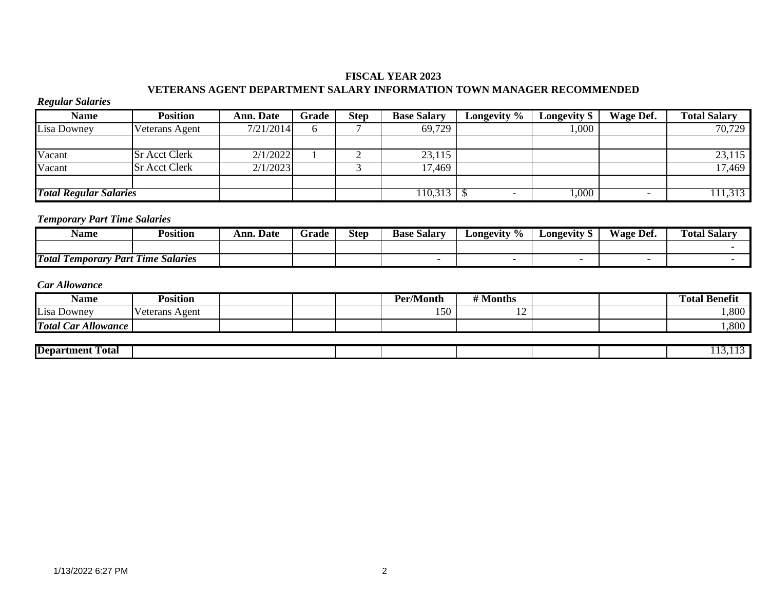**FISCAL YEAR 2023**

**VETERANS AGENT DEPARTMENT SALARY INFORMATION TOWN MANAGER RECOMMENDED**

***Regular Salaries***

| Name | Position | Ann. Date | Grade | Step | Base Salary | Longevity % | Longevity $ | Wage Def. | Total Salary |
|---|---|---|---|---|---|---|---|---|---|
| Lisa Downey | Veterans Agent | 7/21/2014 | 6 | 7 | 69,729 | | 1,000 | | 70,729 |
| | | | | | | | | | |
| Vacant | Sr Acct Clerk | 2/1/2022 | 1 | 2 | 23,115 | | | | 23,115 |
| Vacant | Sr Acct Clerk | 2/1/2023 | | 3 | 17,469 | | | | 17,469 |
| | | | | | | | | | |
| ***Total Regular Salaries*** | | | | | 110,313 | $ - | 1,000 | - | 111,313 |

***Temporary Part Time Salaries***

| Name | Position | Ann. Date | Grade | Step | Base Salary | Longevity % | Longevity $ | Wage Def. | Total Salary |
|---|---|---|---|---|---|---|---|---|---|
| | | | | | | | | | - |
| ***Total Temporary Part Time Salaries*** | | | | | - | - | - | - | - |

***Car Allowance***

| Name | Position | | | | Per/Month | # Months | | | Total Benefit |
|---|---|---|---|---|---|---|---|---|---|
| Lisa Downey | Veterans Agent | | | | 150 | 12 | | | 1,800 |
| ***Total Car Allowance*** | | | | | | | | | 1,800 |

| **Department Total** | | | | | | | 113,113 |
|---|---|---|---|---|---|---|---|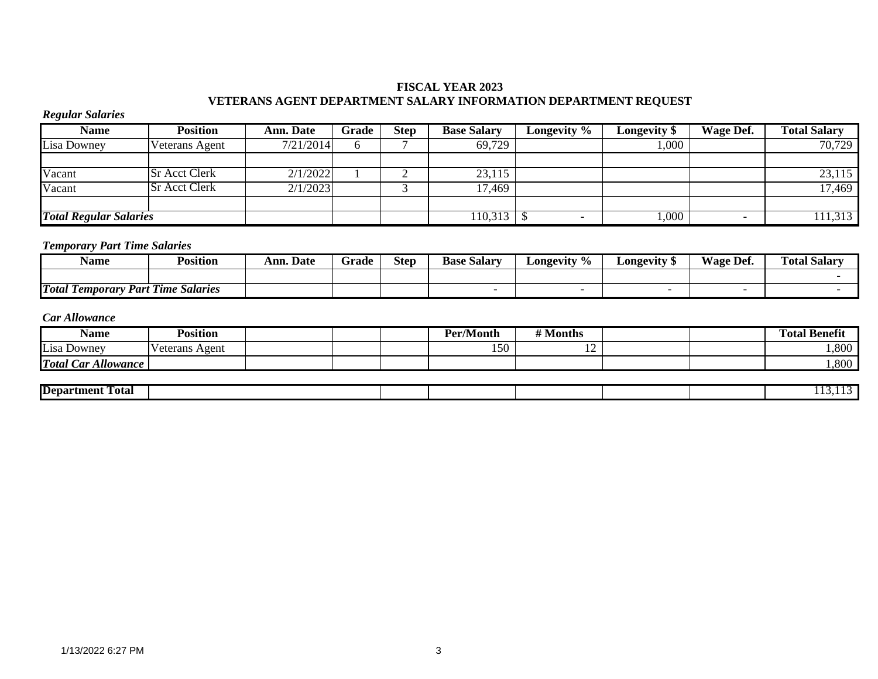**FISCAL YEAR 2023**
**VETERANS AGENT DEPARTMENT SALARY INFORMATION DEPARTMENT REQUEST**

***Regular Salaries***

| Name | Position | Ann. Date | Grade | Step | Base Salary | Longevity % | Longevity $ | Wage Def. | Total Salary |
|---|---|---|---|---|---|---|---|---|---|
| Lisa Downey | Veterans Agent | 7/21/2014 | 6 | 7 | 69,729 | | 1,000 | | 70,729 |
| | | | | | | | | | |
| Vacant | Sr Acct Clerk | 2/1/2022 | 1 | 2 | 23,115 | | | | 23,115 |
| Vacant | Sr Acct Clerk | 2/1/2023 | | 3 | 17,469 | | | | 17,469 |
| | | | | | | | | | |
| ***Total Regular Salaries*** | | | | | 110,313 | $ - | 1,000 | - | 111,313 |

***Temporary Part Time Salaries***

| Name | Position | Ann. Date | Grade | Step | Base Salary | Longevity % | Longevity $ | Wage Def. | Total Salary |
|---|---|---|---|---|---|---|---|---|---|
| | | | | | | | | | - |
| ***Total Temporary Part Time Salaries*** | | | | | - | - | - | - | - |

***Car Allowance***

| Name | Position | | | | Per/Month | # Months | | | Total Benefit |
|---|---|---|---|---|---|---|---|---|---|
| Lisa Downey | Veterans Agent | | | | 150 | 12 | | | 1,800 |
| ***Total Car Allowance*** | | | | | | | | | 1,800 |
| | | | | | | | | | |
| **Department Total** | | | | | | | | | 113,113 |

1/13/2022 6:27 PM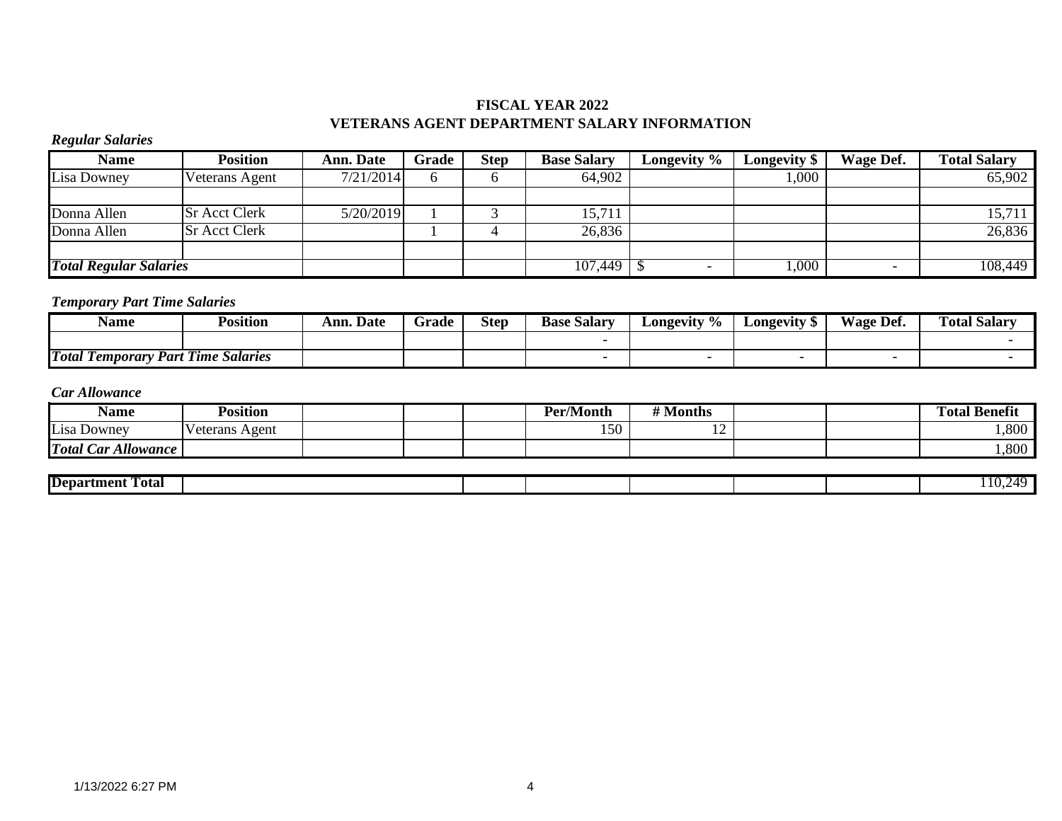**FISCAL YEAR 2022**
**VETERANS AGENT DEPARTMENT SALARY INFORMATION**

***Regular Salaries***

| Name | Position | Ann. Date | Grade | Step | Base Salary | Longevity % | Longevity $ | Wage Def. | Total Salary |
|---|---|---|---|---|---|---|---|---|---|
| Lisa Downey | Veterans Agent | 7/21/2014 | 6 | 6 | 64,902 | | 1,000 | | 65,902 |
| | | | | | | | | | |
| Donna Allen | Sr Acct Clerk | 5/20/2019 | 1 | 3 | 15,711 | | | | 15,711 |
| Donna Allen | Sr Acct Clerk | | 1 | 4 | 26,836 | | | | 26,836 |
| | | | | | | | | | |
| ***Total Regular Salaries*** | | | | | 107,449 | $ - | 1,000 | - | 108,449 |

***Temporary Part Time Salaries***

| Name | Position | Ann. Date | Grade | Step | Base Salary | Longevity % | Longevity $ | Wage Def. | Total Salary |
|---|---|---|---|---|---|---|---|---|---|
| | | | | | - | | | | - |
| ***Total Temporary Part Time Salaries*** | | | | | - | - | - | - | - |

***Car Allowance***

| Name | Position | | | | Per/Month | # Months | | | Total Benefit |
|---|---|---|---|---|---|---|---|---|---|
| Lisa Downey | Veterans Agent | | | | 150 | 12 | | | 1,800 |
| ***Total Car Allowance*** | | | | | | | | | 1,800 |

| **Department Total** | | | | | | | 110,249 |
|---|---|---|---|---|---|---|---|

1/13/2022 6:27 PM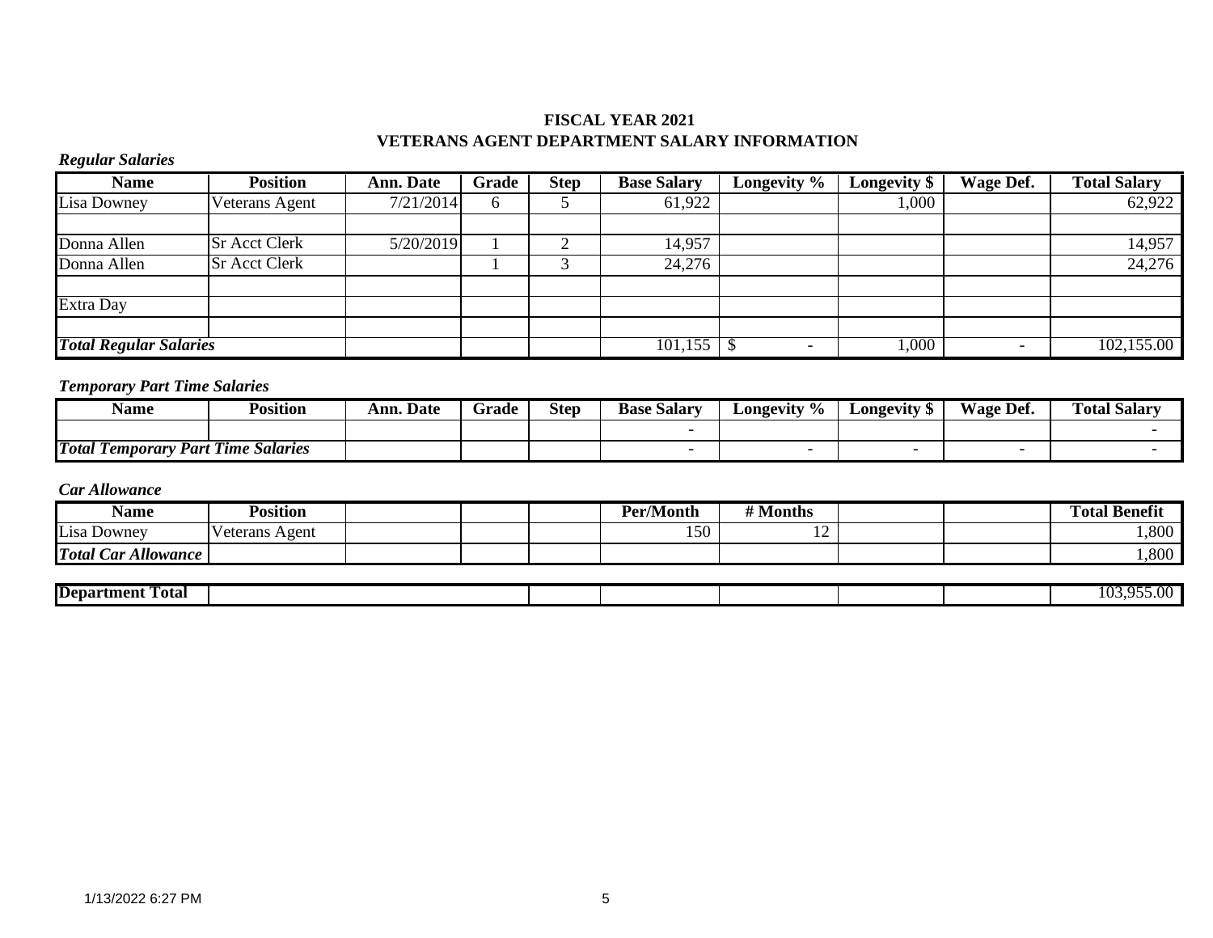# FISCAL YEAR 2021
## VETERANS AGENT DEPARTMENT SALARY INFORMATION

***Regular Salaries***

| Name | Position | Ann. Date | Grade | Step | Base Salary | Longevity % | Longevity $ | Wage Def. | Total Salary |
|---|---|---|---|---|---|---|---|---|---|
| Lisa Downey | Veterans Agent | 7/21/2014 | 6 | 5 | 61,922 | | 1,000 | | 62,922 |
| | | | | | | | | | |
| Donna Allen | Sr Acct Clerk | 5/20/2019 | 1 | 2 | 14,957 | | | | 14,957 |
| Donna Allen | Sr Acct Clerk | | 1 | 3 | 24,276 | | | | 24,276 |
| | | | | | | | | | |
| Extra Day | | | | | | | | | |
| | | | | | | | | | |
| ***Total Regular Salaries*** | | | | | 101,155 | $ - | 1,000 | - | 102,155.00 |

***Temporary Part Time Salaries***

| Name | Position | Ann. Date | Grade | Step | Base Salary | Longevity % | Longevity $ | Wage Def. | Total Salary |
|---|---|---|---|---|---|---|---|---|---|
| | | | | | - | | | | - |
| ***Total Temporary Part Time Salaries*** | | | | | - | - | - | - | - |

***Car Allowance***

| Name | Position | | | | Per/Month | # Months | | | Total Benefit |
|---|---|---|---|---|---|---|---|---|---|
| Lisa Downey | Veterans Agent | | | | 150 | 12 | | | 1,800 |
| ***Total Car Allowance*** | | | | | | | | | 1,800 |

| Department Total | | | | | | | 103,955.00 |
|---|---|---|---|---|---|---|---|

1/13/2022 6:27 PM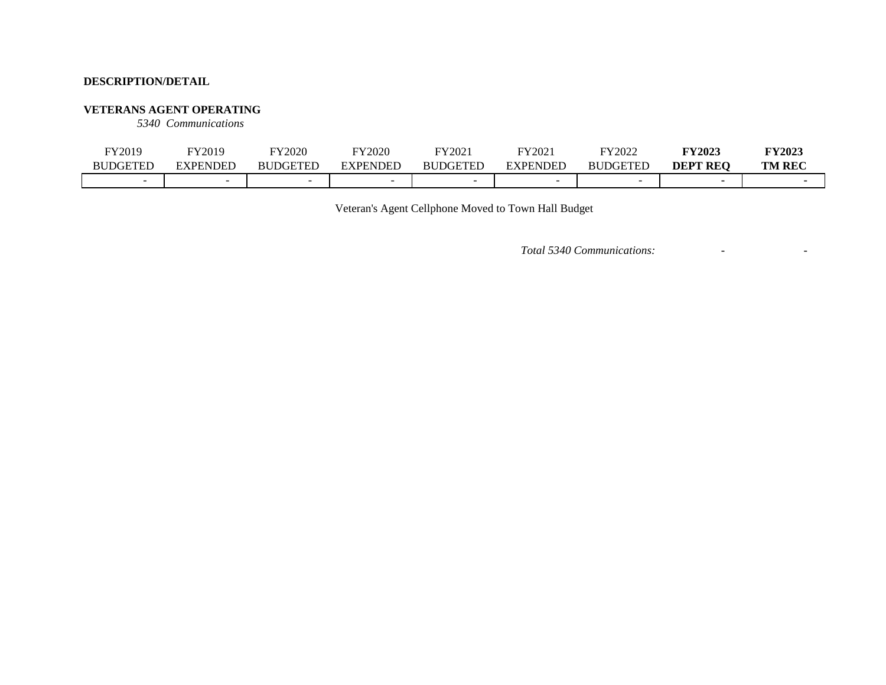**DESCRIPTION/DETAIL**

**VETERANS AGENT OPERATING**

*5340 Communications*

| FY2019 BUDGETED | FY2019 EXPENDED | FY2020 BUDGETED | FY2020 EXPENDED | FY2021 BUDGETED | FY2021 EXPENDED | FY2022 BUDGETED | **FY2023 DEPT REQ** | **FY2023 TM REC** |
|---|---|---|---|---|---|---|---|---|
| - | - | - | - | - | - | - | - | - |

Veteran's Agent Cellphone Moved to Town Hall Budget

| | | |
|---|---|---|
| *Total 5340 Communications:* | - | - |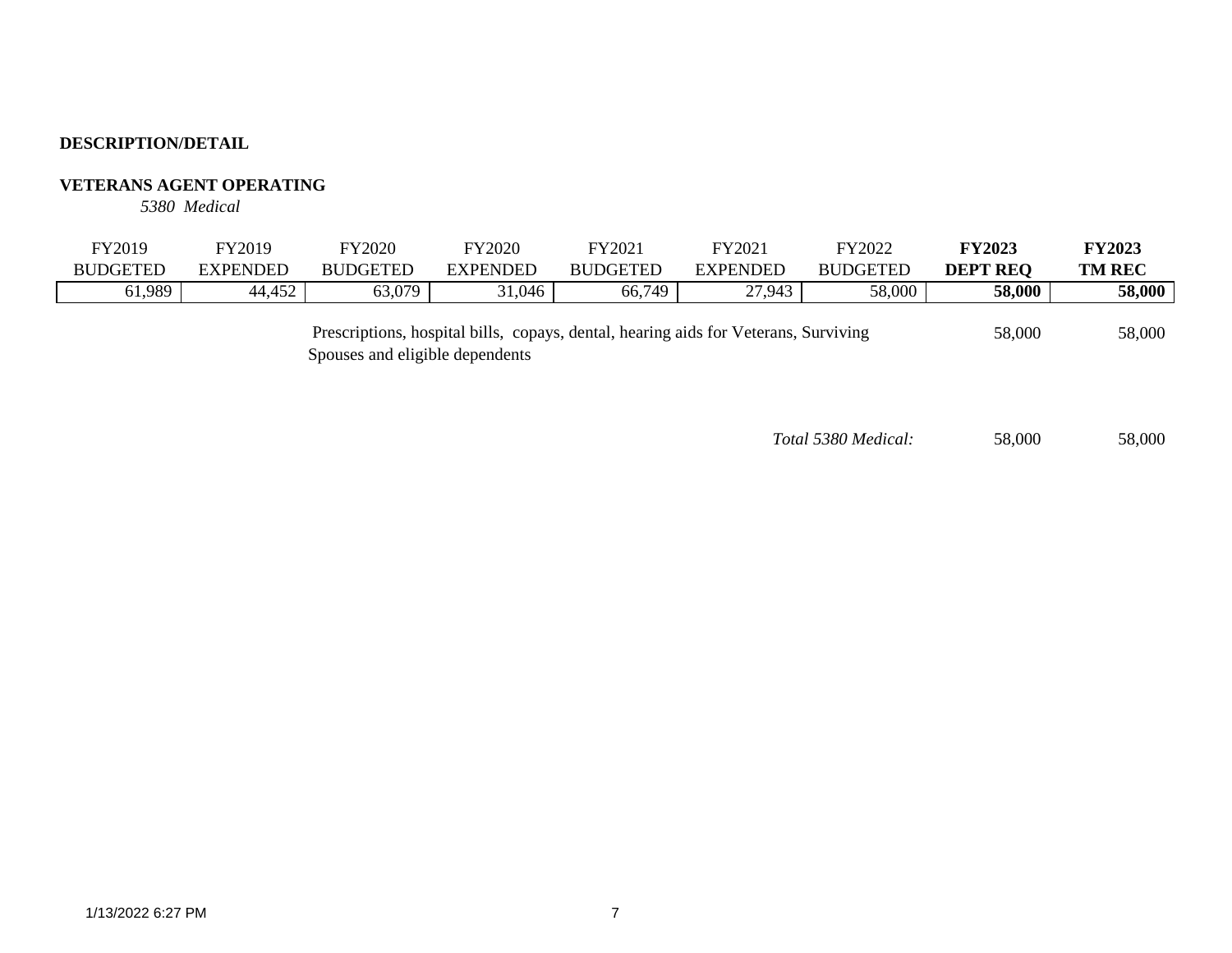**DESCRIPTION/DETAIL**

**VETERANS AGENT OPERATING**

*5380 Medical*

| FY2019 BUDGETED | FY2019 EXPENDED | FY2020 BUDGETED | FY2020 EXPENDED | FY2021 BUDGETED | FY2021 EXPENDED | FY2022 BUDGETED | **FY2023 DEPT REQ** | **FY2023 TM REC** |
|---|---|---|---|---|---|---|---|---|
| 61,989 | 44,452 | 63,079 | 31,046 | 66,749 | 27,943 | 58,000 | **58,000** | **58,000** |
| | | Prescriptions, hospital bills, copays, dental, hearing aids for Veterans, Surviving Spouses and eligible dependents | | | | | 58,000 | 58,000 |
| | | | | | | *Total 5380 Medical:* | 58,000 | 58,000 |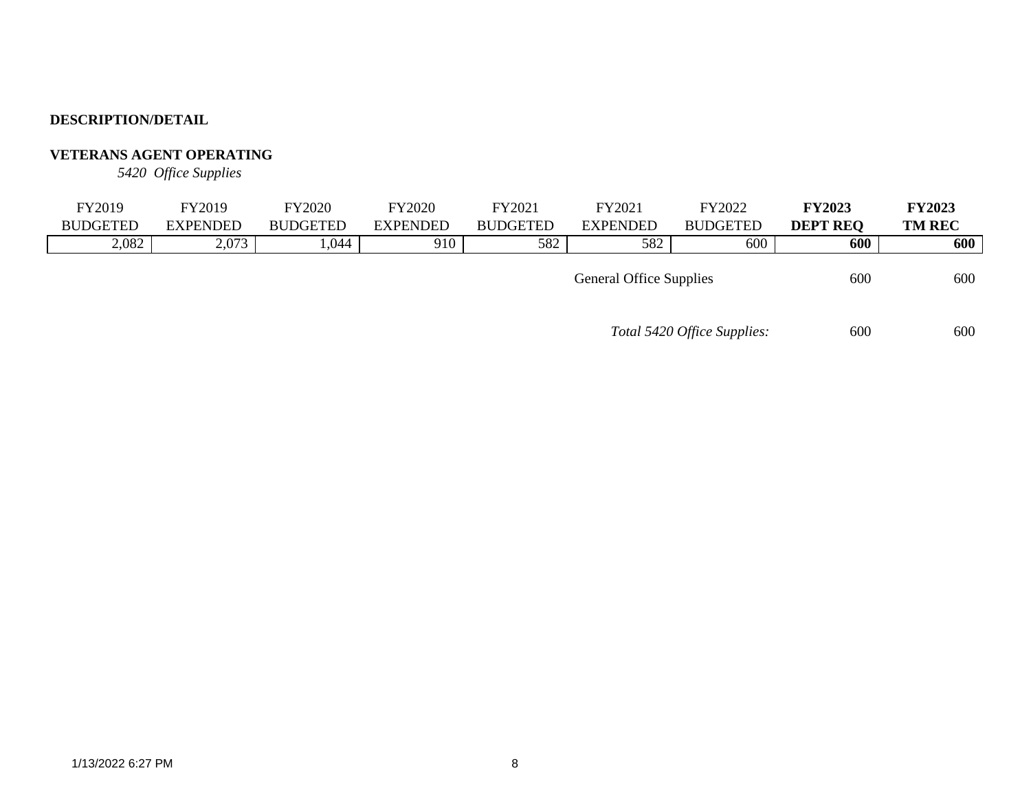**DESCRIPTION/DETAIL**

**VETERANS AGENT OPERATING**

*5420 Office Supplies*

| FY2019 BUDGETED | FY2019 EXPENDED | FY2020 BUDGETED | FY2020 EXPENDED | FY2021 BUDGETED | FY2021 EXPENDED | FY2022 BUDGETED | **FY2023 DEPT REQ** | **FY2023 TM REC** |
|---|---|---|---|---|---|---|---|---|
| 2,082 | 2,073 | 1,044 | 910 | 582 | 582 | 600 | **600** | **600** |
| | | | | | General Office Supplies | | 600 | 600 |
| | | | | | | *Total 5420 Office Supplies:* | 600 | 600 |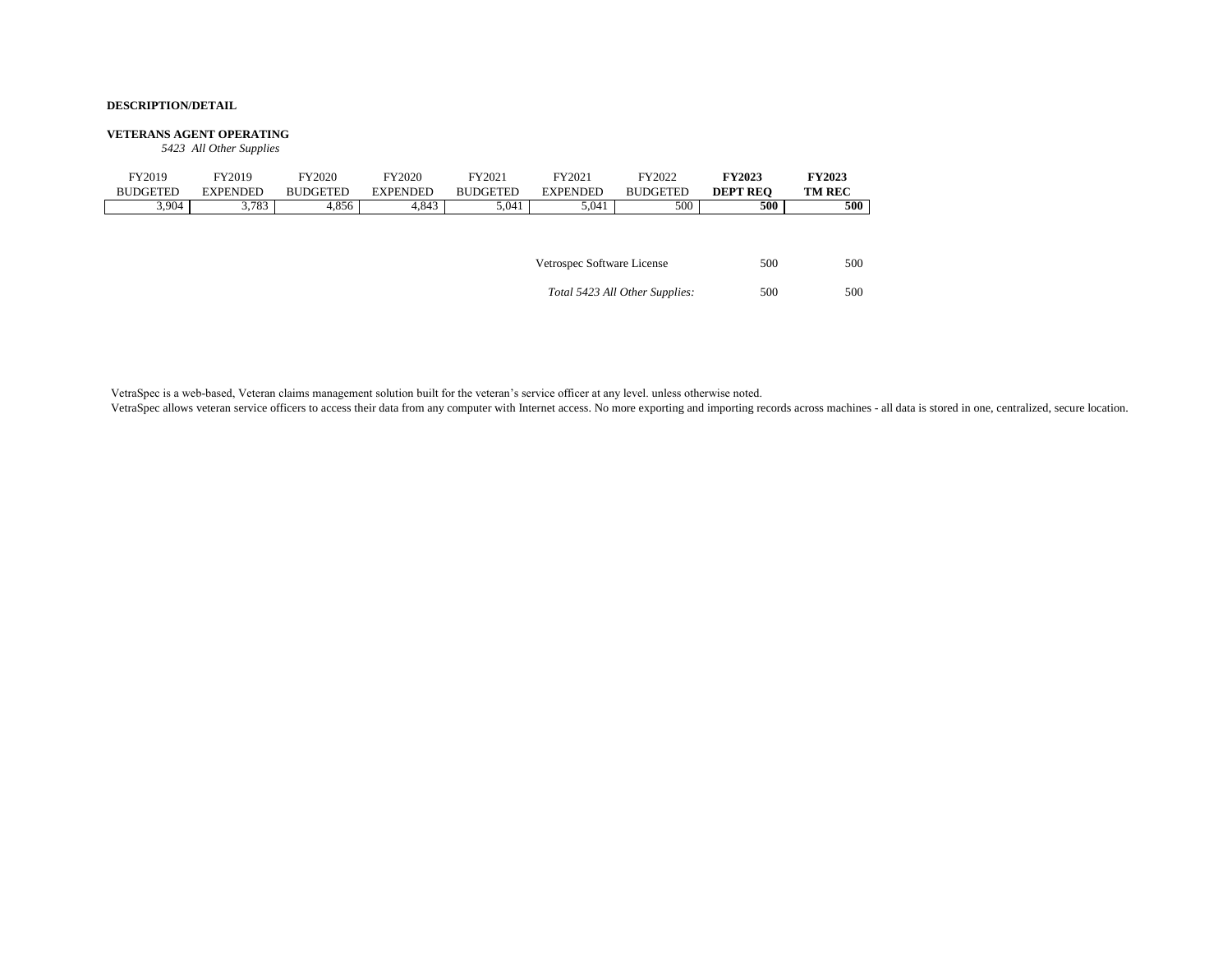**DESCRIPTION/DETAIL**

**VETERANS AGENT OPERATING**

*5423 All Other Supplies*

| FY2019 BUDGETED | FY2019 EXPENDED | FY2020 BUDGETED | FY2020 EXPENDED | FY2021 BUDGETED | FY2021 EXPENDED | FY2022 BUDGETED | **FY2023 DEPT REQ** | **FY2023 TM REC** |
|---|---|---|---|---|---|---|---|---|
| 3,904 | 3,783 | 4,856 | 4,843 | 5,041 | 5,041 | 500 | **500** | **500** |

| | | |
|---|---|---|
| Vetrospec Software License | 500 | 500 |
| *Total 5423 All Other Supplies:* | 500 | 500 |

VetraSpec is a web-based, Veteran claims management solution built for the veteran's service officer at any level. unless otherwise noted.
VetraSpec allows veteran service officers to access their data from any computer with Internet access. No more exporting and importing records across machines - all data is stored in one, centralized, secure location.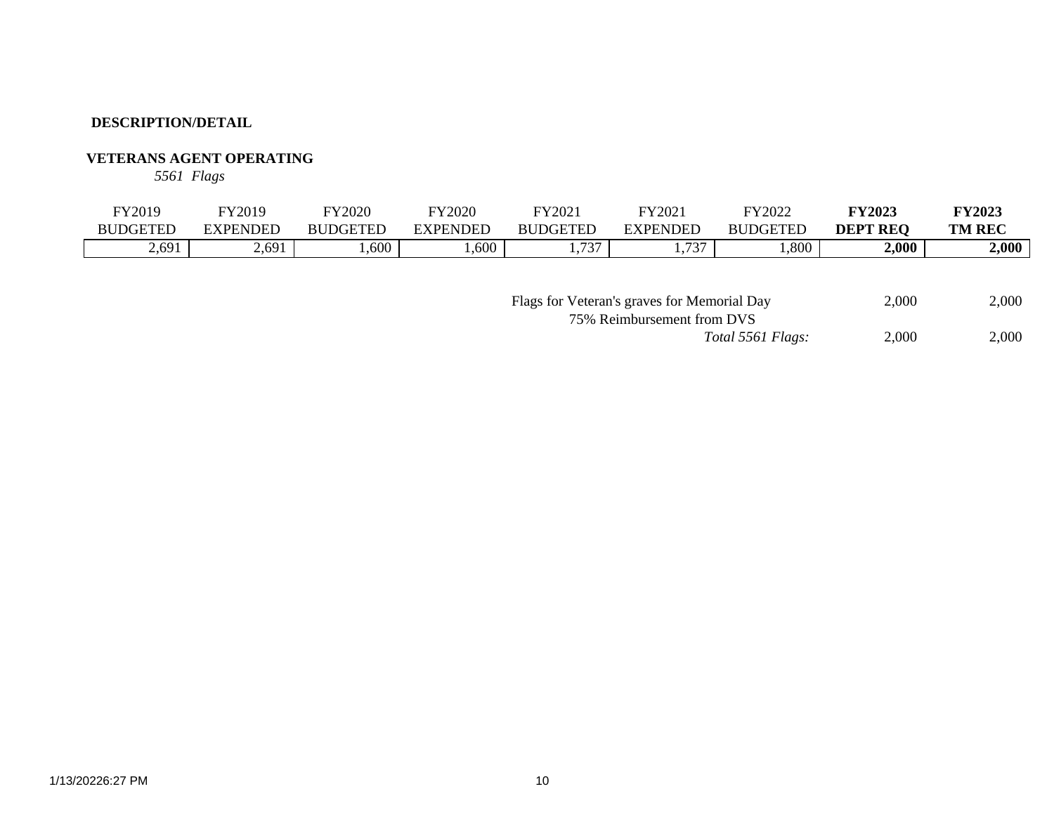**DESCRIPTION/DETAIL**

**VETERANS AGENT OPERATING**

*5561 Flags*

| FY2019 BUDGETED | FY2019 EXPENDED | FY2020 BUDGETED | FY2020 EXPENDED | FY2021 BUDGETED | FY2021 EXPENDED | FY2022 BUDGETED | **FY2023 DEPT REQ** | **FY2023 TM REC** |
|---|---|---|---|---|---|---|---|---|
| 2,691 | 2,691 | 1,600 | 1,600 | 1,737 | 1,737 | 1,800 | **2,000** | **2,000** |

| | | |
|---|---|---|
| Flags for Veteran's graves for Memorial Day | 2,000 | 2,000 |
| 75% Reimbursement from DVS | | |
| *Total 5561 Flags:* | 2,000 | 2,000 |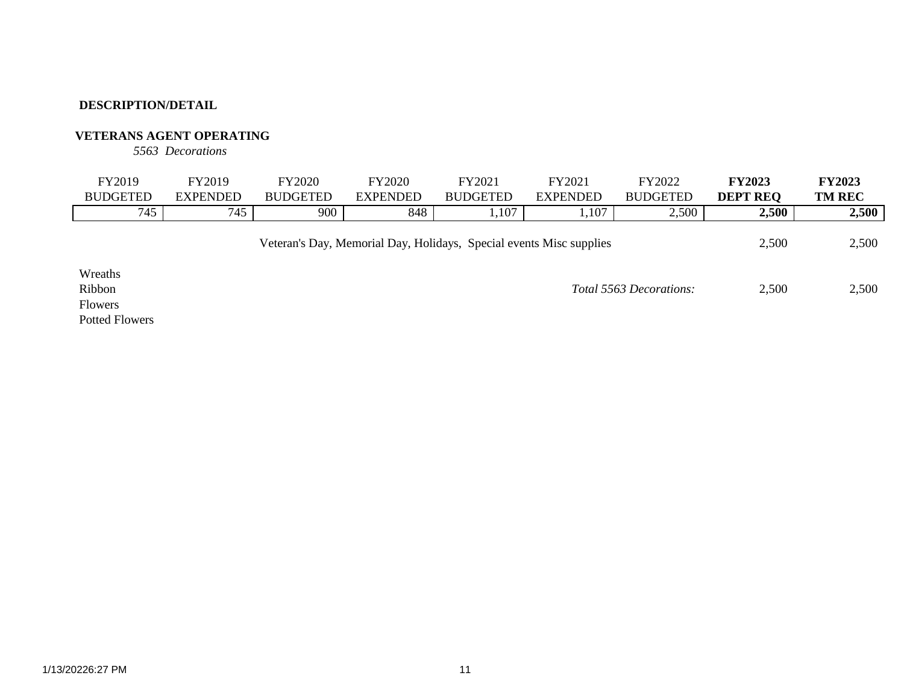**DESCRIPTION/DETAIL**

**VETERANS AGENT OPERATING**

*5563 Decorations*

| FY2019 BUDGETED | FY2019 EXPENDED | FY2020 BUDGETED | FY2020 EXPENDED | FY2021 BUDGETED | FY2021 EXPENDED | FY2022 BUDGETED | **FY2023 DEPT REQ** | **FY2023 TM REC** |
|---|---|---|---|---|---|---|---|---|
| 745 | 745 | 900 | 848 | 1,107 | 1,107 | 2,500 | **2,500** | **2,500** |

| | FY2023 DEPT REQ | FY2023 TM REC |
|---|---|---|
| Veteran's Day, Memorial Day, Holidays, Special events Misc supplies | 2,500 | 2,500 |
| *Total 5563 Decorations:* | 2,500 | 2,500 |

Wreaths
Ribbon
Flowers
Potted Flowers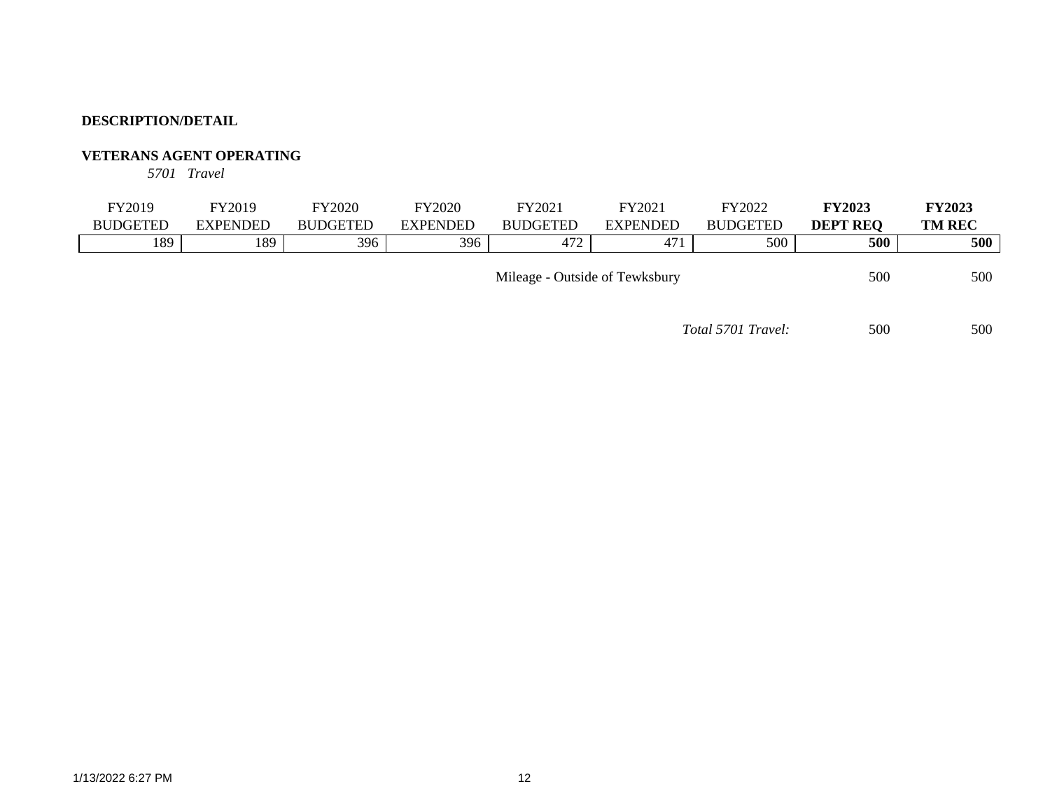**DESCRIPTION/DETAIL**

**VETERANS AGENT OPERATING**

*5701 Travel*

| FY2019 BUDGETED | FY2019 EXPENDED | FY2020 BUDGETED | FY2020 EXPENDED | FY2021 BUDGETED | FY2021 EXPENDED | FY2022 BUDGETED | **FY2023 DEPT REQ** | **FY2023 TM REC** |
|---|---|---|---|---|---|---|---|---|
| 189 | 189 | 396 | 396 | 472 | 471 | 500 | **500** | **500** |
| | | | | Mileage - Outside of Tewksbury | | | 500 | 500 |
| | | | | | | *Total 5701 Travel:* | 500 | 500 |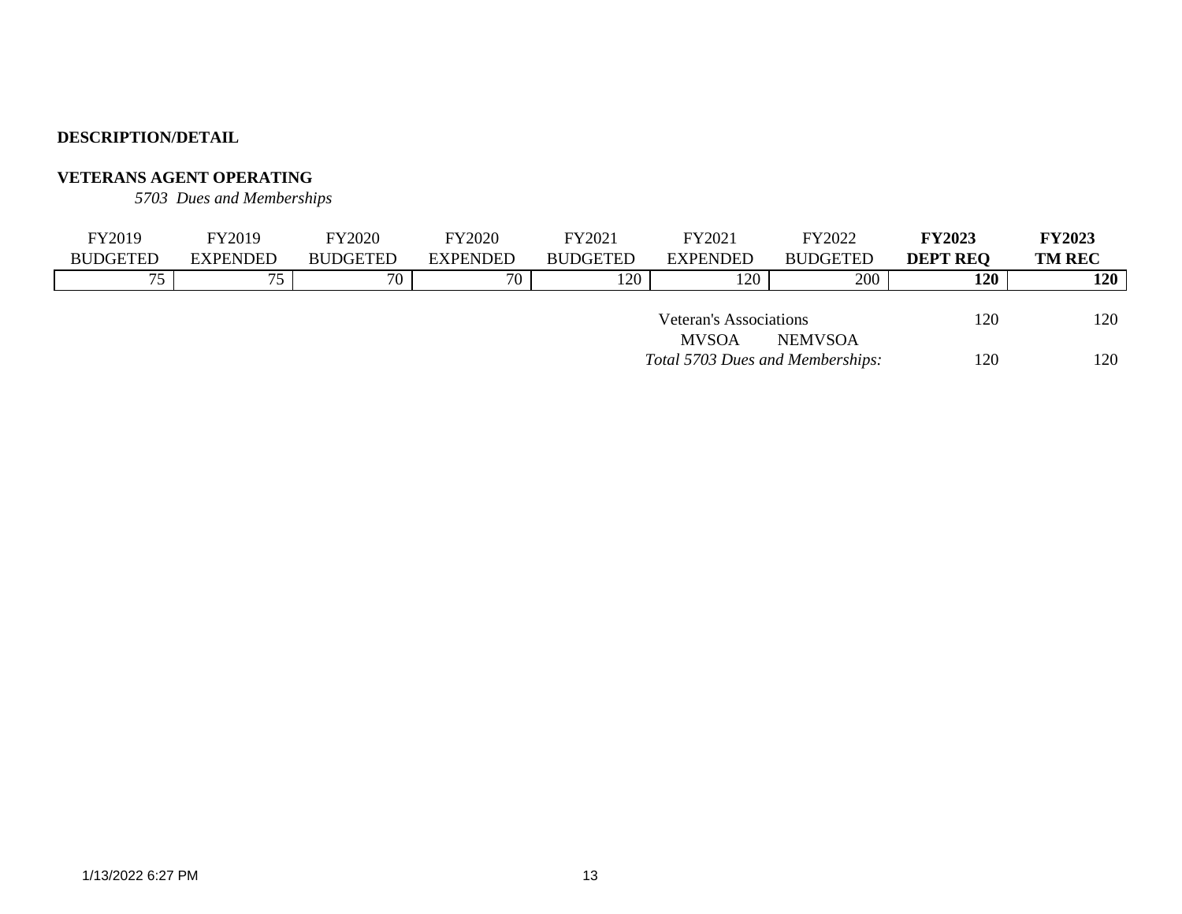**DESCRIPTION/DETAIL**

**VETERANS AGENT OPERATING**

*5703 Dues and Memberships*

| FY2019 BUDGETED | FY2019 EXPENDED | FY2020 BUDGETED | FY2020 EXPENDED | FY2021 BUDGETED | FY2021 EXPENDED | FY2022 BUDGETED | **FY2023 DEPT REQ** | **FY2023 TM REC** |
|---|---|---|---|---|---|---|---|---|
| 75 | 75 | 70 | 70 | 120 | 120 | 200 | **120** | **120** |
| | | | | | Veteran's Associations | | 120 | 120 |
| | | | | | MVSOA | NEMVSOA | | |
| | | | | | *Total 5703 Dues and Memberships:* | | 120 | 120 |

1/13/2022 6:27 PM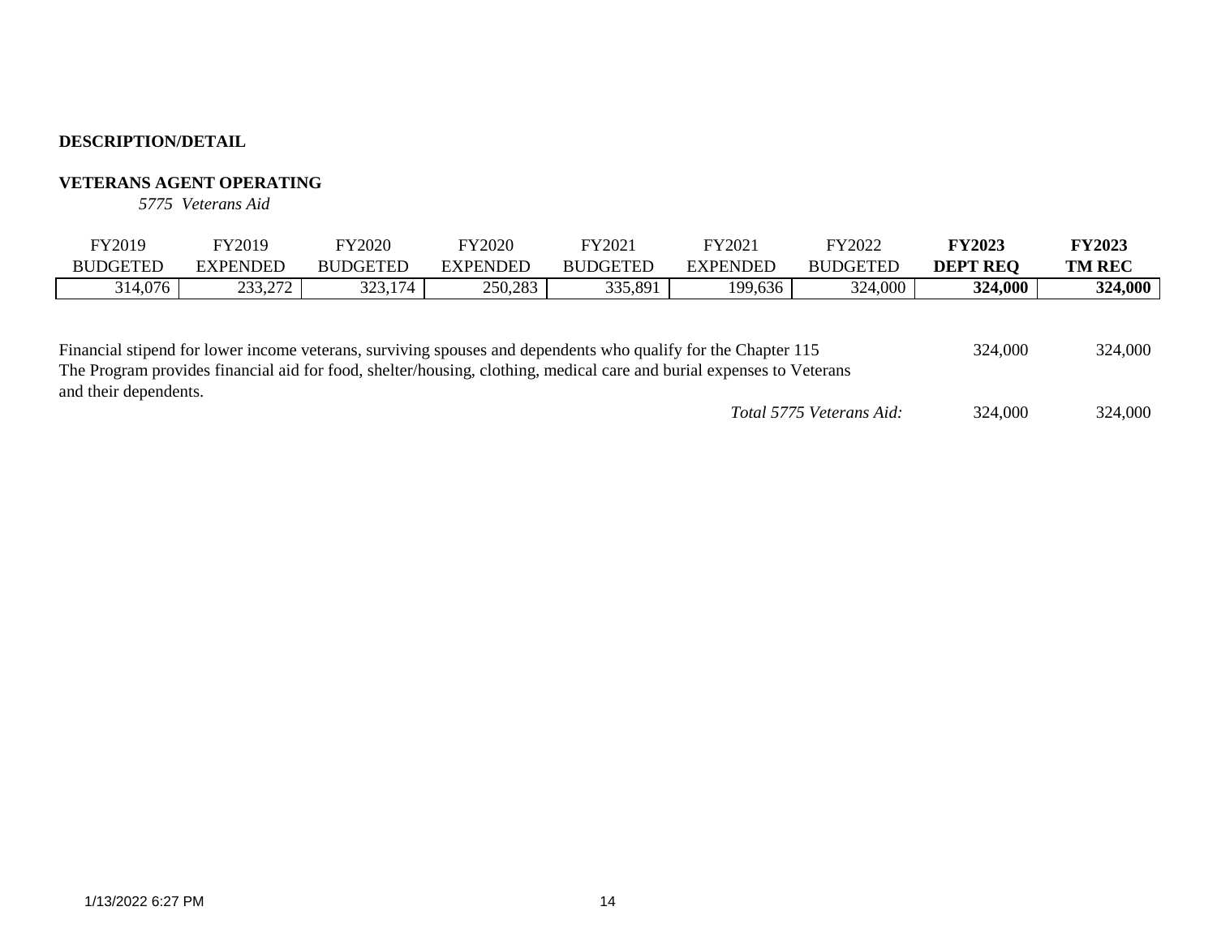**DESCRIPTION/DETAIL**

**VETERANS AGENT OPERATING**

*5775 Veterans Aid*

| FY2019 BUDGETED | FY2019 EXPENDED | FY2020 BUDGETED | FY2020 EXPENDED | FY2021 BUDGETED | FY2021 EXPENDED | FY2022 BUDGETED | **FY2023 DEPT REQ** | **FY2023 TM REC** |
|---|---|---|---|---|---|---|---|---|
| 314,076 | 233,272 | 323,174 | 250,283 | 335,891 | 199,636 | 324,000 | **324,000** | **324,000** |

| | | |
|---|---|---|
| Financial stipend for lower income veterans, surviving spouses and dependents who qualify for the Chapter 115 The Program provides financial aid for food, shelter/housing, clothing, medical care and burial expenses to Veterans and their dependents. | 324,000 | 324,000 |
| *Total 5775 Veterans Aid:* | 324,000 | 324,000 |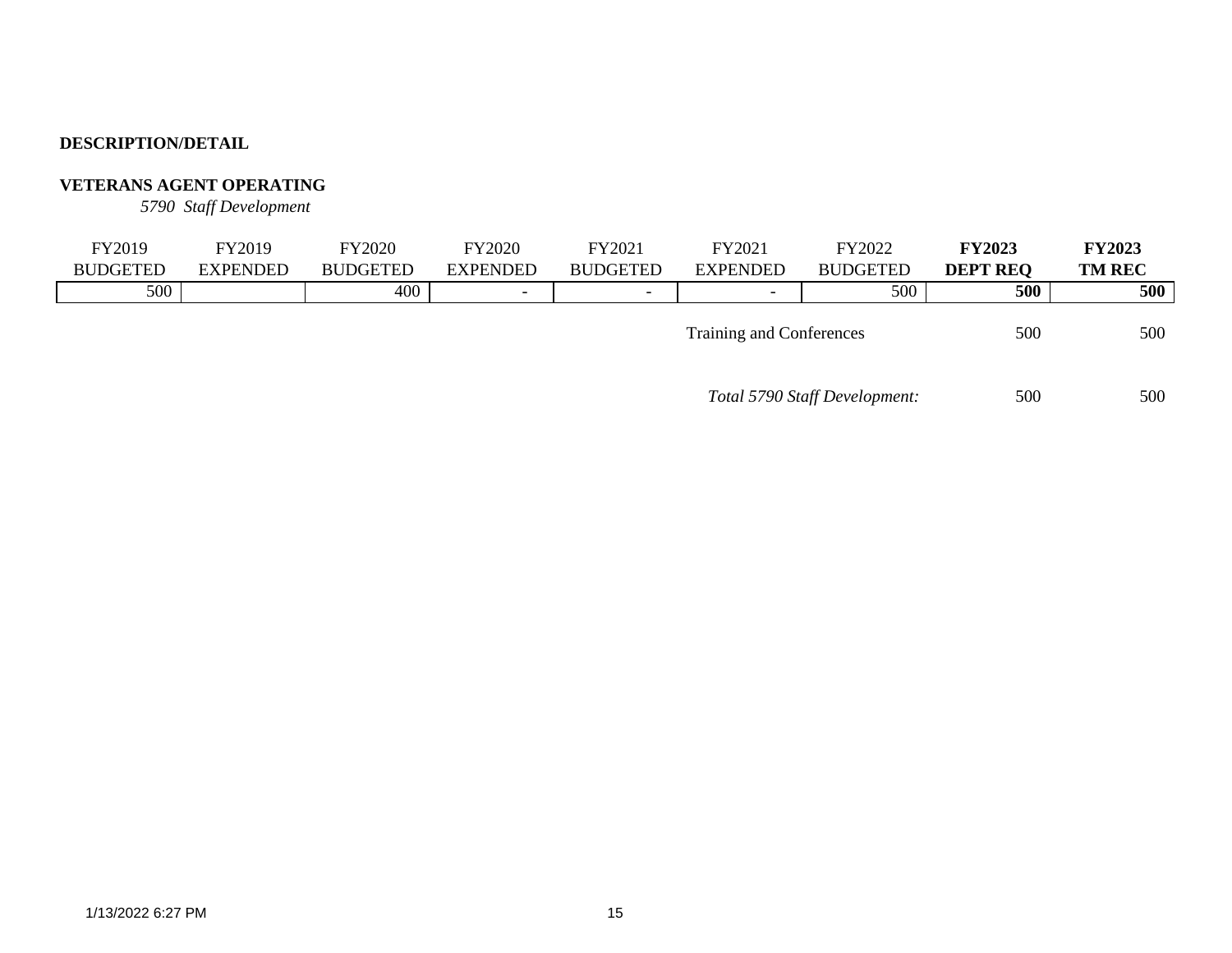**DESCRIPTION/DETAIL**

**VETERANS AGENT OPERATING**

*5790 Staff Development*

| FY2019 BUDGETED | FY2019 EXPENDED | FY2020 BUDGETED | FY2020 EXPENDED | FY2021 BUDGETED | FY2021 EXPENDED | FY2022 BUDGETED | **FY2023 DEPT REQ** | **FY2023 TM REC** |
|---|---|---|---|---|---|---|---|---|
| 500 | | 400 | - | - | - | 500 | **500** | **500** |
| | | | | | Training and Conferences | | 500 | 500 |
| | | | | | *Total 5790 Staff Development:* | | 500 | 500 |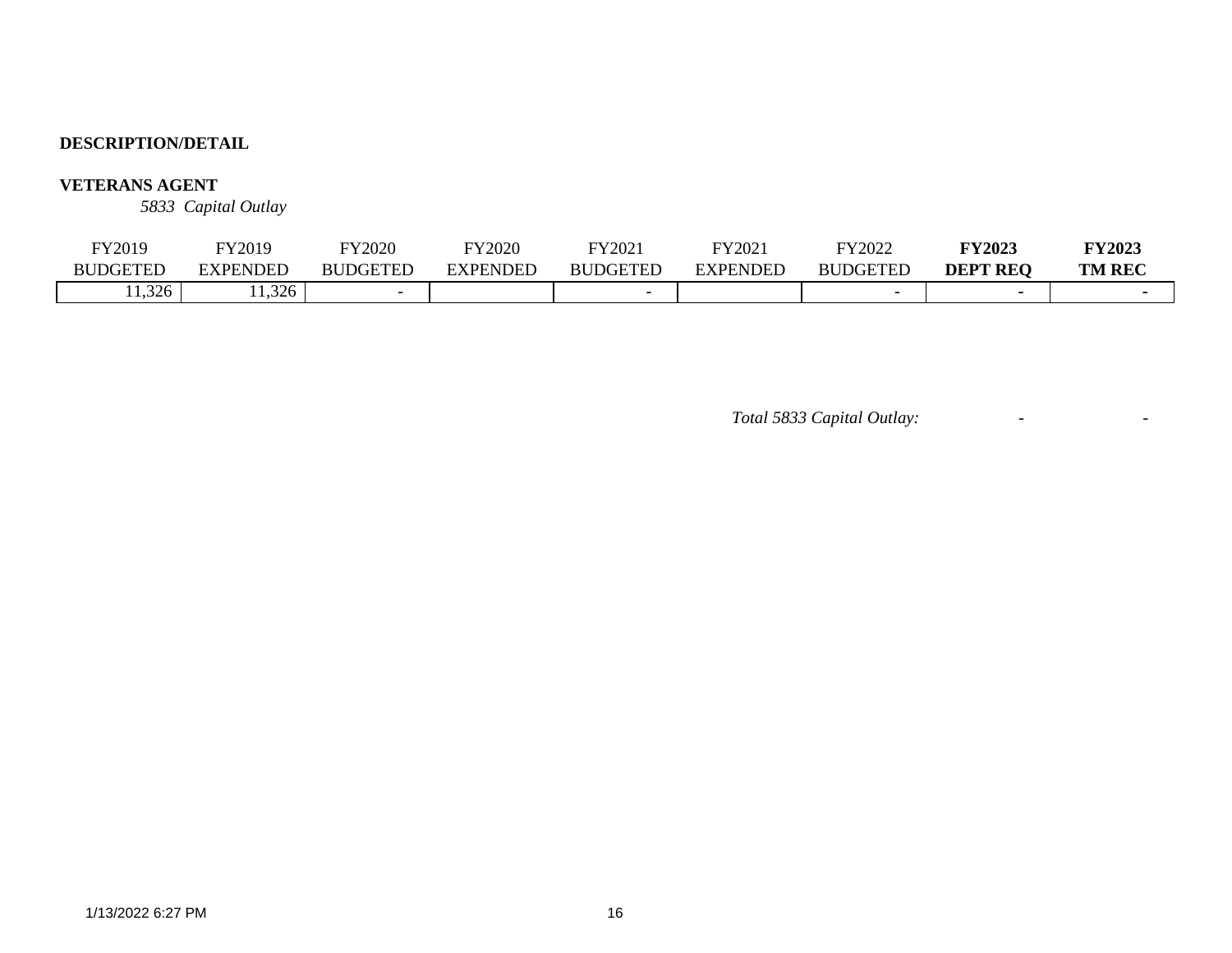**DESCRIPTION/DETAIL**

**VETERANS AGENT**

*5833 Capital Outlay*

| FY2019 BUDGETED | FY2019 EXPENDED | FY2020 BUDGETED | FY2020 EXPENDED | FY2021 BUDGETED | FY2021 EXPENDED | FY2022 BUDGETED | **FY2023 DEPT REQ** | **FY2023 TM REC** |
|---|---|---|---|---|---|---|---|---|
| 11,326 | 11,326 | - | | - | | - | - | - |

*Total 5833 Capital Outlay:* - -